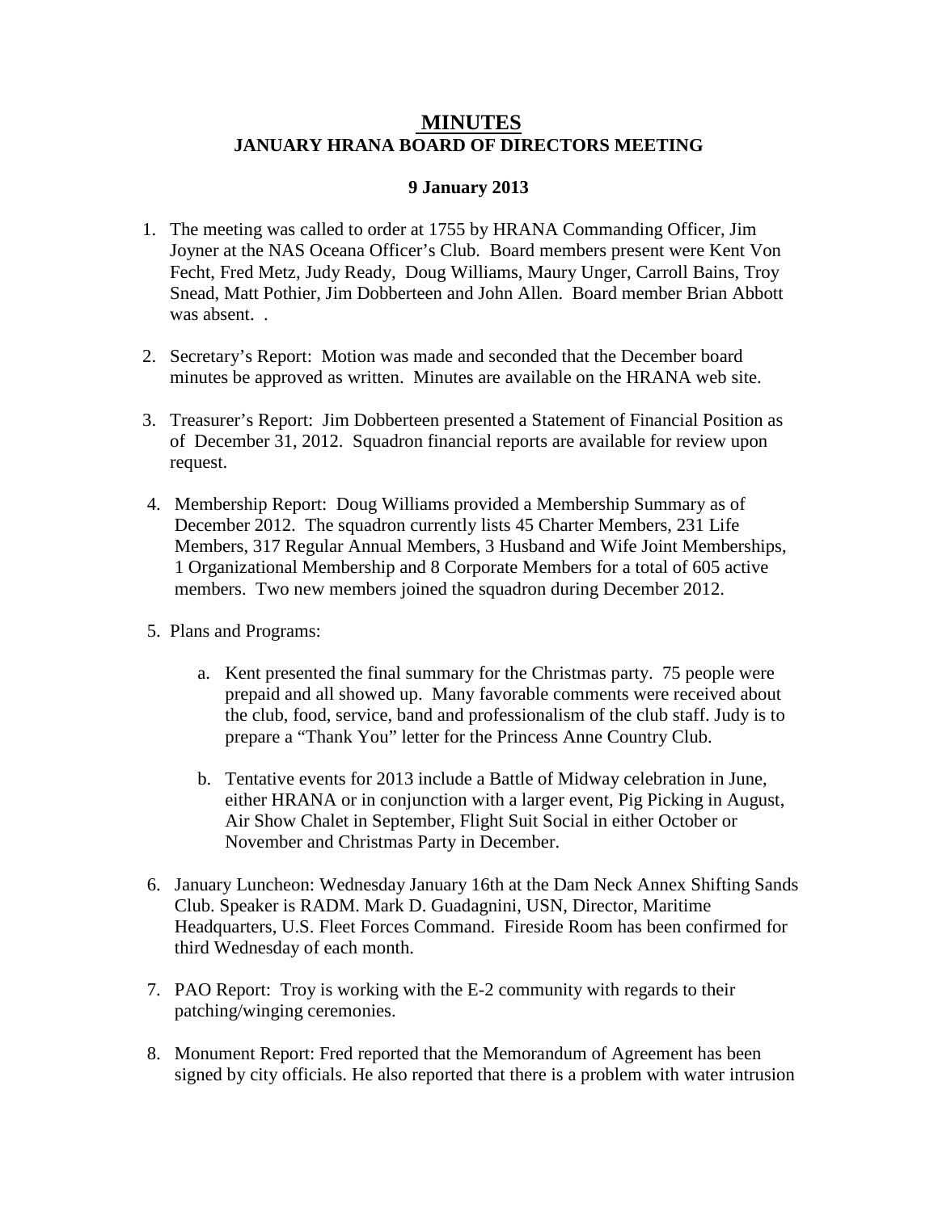# MINUTES

## JANUARY HRANA BOARD OF DIRECTORS MEETING

**9 January 2013**

1. The meeting was called to order at 1755 by HRANA Commanding Officer, Jim Joyner at the NAS Oceana Officer's Club. Board members present were Kent Von Fecht, Fred Metz, Judy Ready, Doug Williams, Maury Unger, Carroll Bains, Troy Snead, Matt Pothier, Jim Dobberteen and John Allen. Board member Brian Abbott was absent. .

2. Secretary's Report: Motion was made and seconded that the December board minutes be approved as written. Minutes are available on the HRANA web site.

3. Treasurer's Report: Jim Dobberteen presented a Statement of Financial Position as of December 31, 2012. Squadron financial reports are available for review upon request.

4. Membership Report: Doug Williams provided a Membership Summary as of December 2012. The squadron currently lists 45 Charter Members, 231 Life Members, 317 Regular Annual Members, 3 Husband and Wife Joint Memberships, 1 Organizational Membership and 8 Corporate Members for a total of 605 active members. Two new members joined the squadron during December 2012.

5. Plans and Programs:

   a. Kent presented the final summary for the Christmas party. 75 people were prepaid and all showed up. Many favorable comments were received about the club, food, service, band and professionalism of the club staff. Judy is to prepare a "Thank You" letter for the Princess Anne Country Club.

   b. Tentative events for 2013 include a Battle of Midway celebration in June, either HRANA or in conjunction with a larger event, Pig Picking in August, Air Show Chalet in September, Flight Suit Social in either October or November and Christmas Party in December.

6. January Luncheon: Wednesday January 16th at the Dam Neck Annex Shifting Sands Club. Speaker is RADM. Mark D. Guadagnini, USN, Director, Maritime Headquarters, U.S. Fleet Forces Command. Fireside Room has been confirmed for third Wednesday of each month.

7. PAO Report: Troy is working with the E-2 community with regards to their patching/winging ceremonies.

8. Monument Report: Fred reported that the Memorandum of Agreement has been signed by city officials. He also reported that there is a problem with water intrusion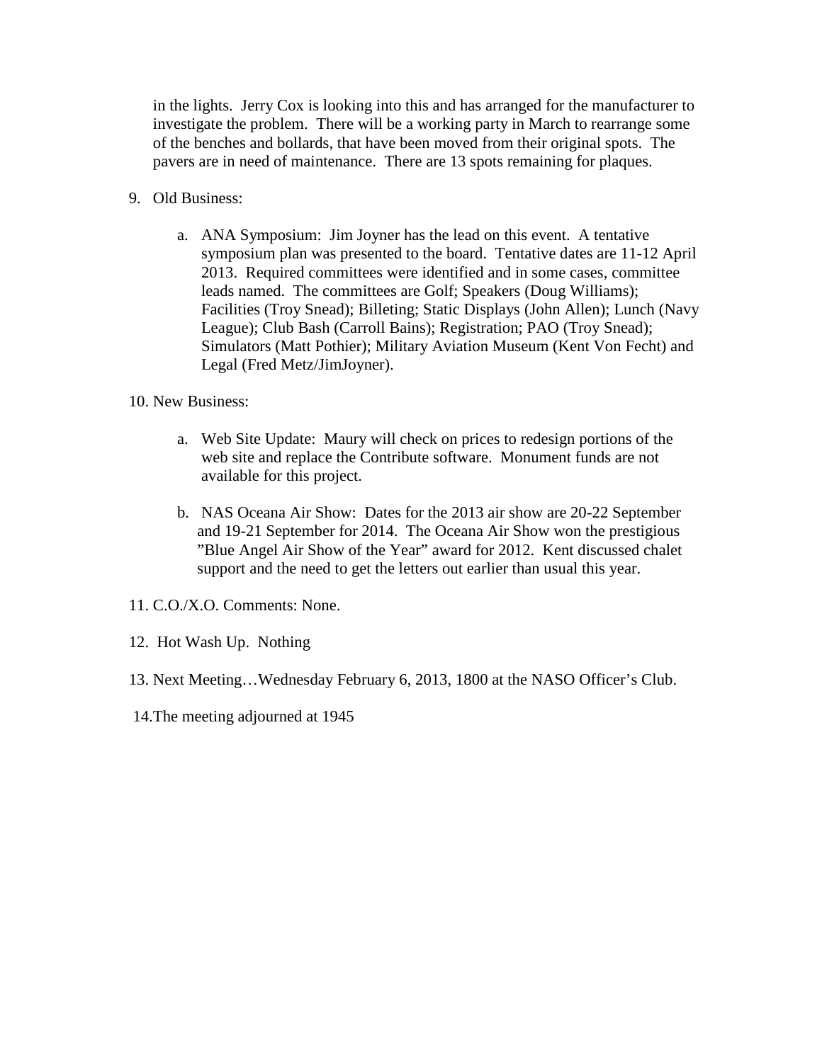in the lights. Jerry Cox is looking into this and has arranged for the manufacturer to investigate the problem. There will be a working party in March to rearrange some of the benches and bollards, that have been moved from their original spots. The pavers are in need of maintenance. There are 13 spots remaining for plaques.

9. Old Business:

   a. ANA Symposium: Jim Joyner has the lead on this event. A tentative symposium plan was presented to the board. Tentative dates are 11-12 April 2013. Required committees were identified and in some cases, committee leads named. The committees are Golf; Speakers (Doug Williams); Facilities (Troy Snead); Billeting; Static Displays (John Allen); Lunch (Navy League); Club Bash (Carroll Bains); Registration; PAO (Troy Snead); Simulators (Matt Pothier); Military Aviation Museum (Kent Von Fecht) and Legal (Fred Metz/JimJoyner).

10. New Business:

   a. Web Site Update: Maury will check on prices to redesign portions of the web site and replace the Contribute software. Monument funds are not available for this project.

   b. NAS Oceana Air Show: Dates for the 2013 air show are 20-22 September and 19-21 September for 2014. The Oceana Air Show won the prestigious "Blue Angel Air Show of the Year" award for 2012. Kent discussed chalet support and the need to get the letters out earlier than usual this year.

11. C.O./X.O. Comments: None.

12. Hot Wash Up. Nothing

13. Next Meeting…Wednesday February 6, 2013, 1800 at the NASO Officer's Club.

14. The meeting adjourned at 1945